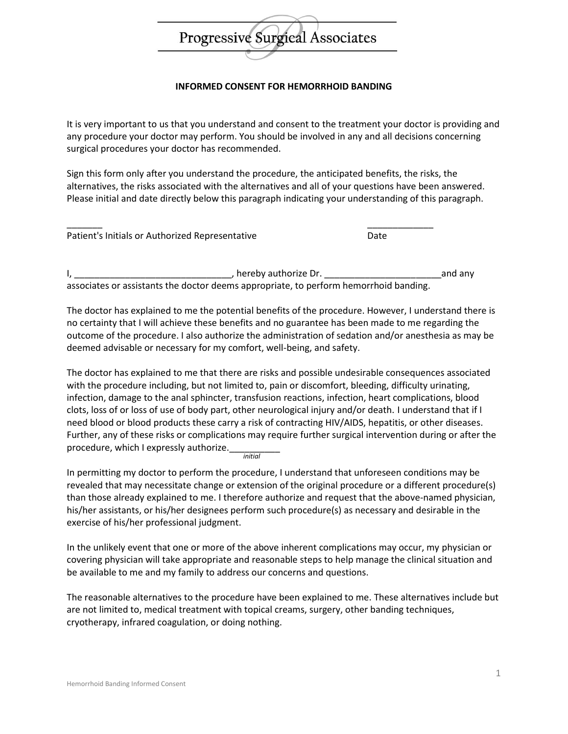# Progressive Surgical Associates

## INFORMED CONSENT FOR HEMORRHOID BANDING

It is very important to us that you understand and consent to the treatment your doctor is providing and any procedure your doctor may perform. You should be involved in any and all decisions concerning surgical procedures your doctor has recommended.

Sign this form only after you understand the procedure, the anticipated benefits, the risks, the alternatives, the risks associated with the alternatives and all of your questions have been answered. Please initial and date directly below this paragraph indicating your understanding of this paragraph.

_______ Patient's Initials or Authorized Representative

_____________ Date

I, _______________________________, hereby authorize Dr. _______________________and any associates or assistants the doctor deems appropriate, to perform hemorrhoid banding.

The doctor has explained to me the potential benefits of the procedure. However, I understand there is no certainty that I will achieve these benefits and no guarantee has been made to me regarding the outcome of the procedure. I also authorize the administration of sedation and/or anesthesia as may be deemed advisable or necessary for my comfort, well-being, and safety.

The doctor has explained to me that there are risks and possible undesirable consequences associated with the procedure including, but not limited to, pain or discomfort, bleeding, difficulty urinating, infection, damage to the anal sphincter, transfusion reactions, infection, heart complications, blood clots, loss of or loss of use of body part, other neurological injury and/or death. I understand that if I need blood or blood products these carry a risk of contracting HIV/AIDS, hepatitis, or other diseases. Further, any of these risks or complications may require further surgical intervention during or after the procedure, which I expressly authorize.__________ *initial*

In permitting my doctor to perform the procedure, I understand that unforeseen conditions may be revealed that may necessitate change or extension of the original procedure or a different procedure(s) than those already explained to me. I therefore authorize and request that the above-named physician, his/her assistants, or his/her designees perform such procedure(s) as necessary and desirable in the exercise of his/her professional judgment.

In the unlikely event that one or more of the above inherent complications may occur, my physician or covering physician will take appropriate and reasonable steps to help manage the clinical situation and be available to me and my family to address our concerns and questions.

The reasonable alternatives to the procedure have been explained to me. These alternatives include but are not limited to, medical treatment with topical creams, surgery, other banding techniques, cryotherapy, infrared coagulation, or doing nothing.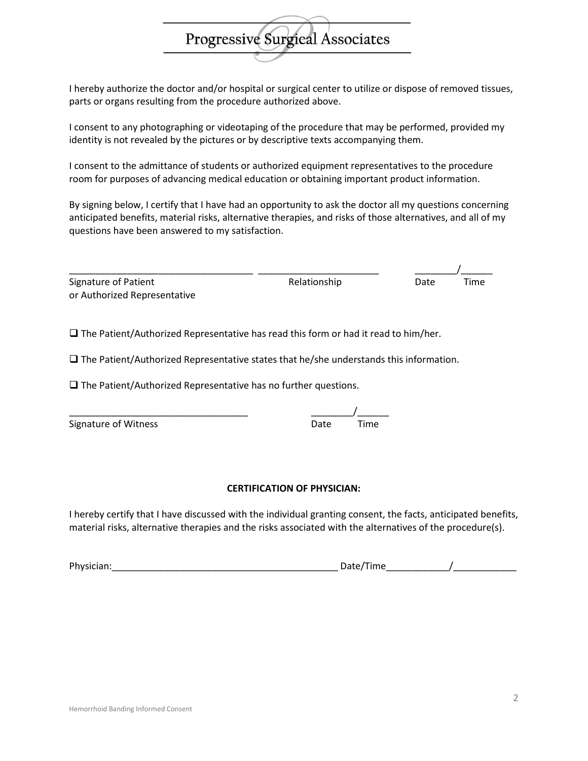I hereby authorize the doctor and/or hospital or surgical center to utilize or dispose of removed tissues, parts or organs resulting from the procedure authorized above.

I consent to any photographing or videotaping of the procedure that may be performed, provided my identity is not revealed by the pictures or by descriptive texts accompanying them.

I consent to the admittance of students or authorized equipment representatives to the procedure room for purposes of advancing medical education or obtaining important product information.

By signing below, I certify that I have had an opportunity to ask the doctor all my questions concerning anticipated benefits, material risks, alternative therapies, and risks of those alternatives, and all of my questions have been answered to my satisfaction.

___________________________________ ______________________ ________/______

Signature of Patient or Authorized Representative — Relationship — Date / Time

❑ The Patient/Authorized Representative has read this form or had it read to him/her.

❑ The Patient/Authorized Representative states that he/she understands this information.

❑ The Patient/Authorized Representative has no further questions.

__________________________________ ________/______

Signature of Witness — Date / Time

**CERTIFICATION OF PHYSICIAN:**

I hereby certify that I have discussed with the individual granting consent, the facts, anticipated benefits, material risks, alternative therapies and the risks associated with the alternatives of the procedure(s).

Physician:____________________________________________ Date/Time____________/____________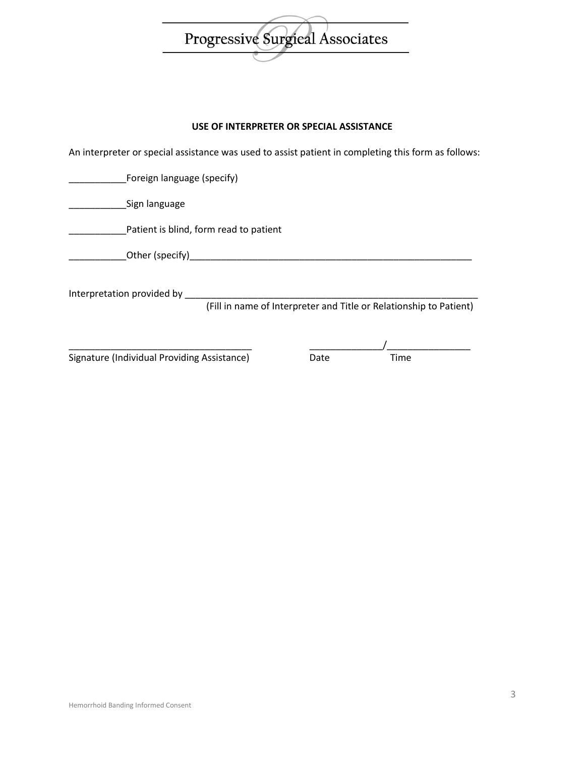Progressive Surgical Associates

**USE OF INTERPRETER OR SPECIAL ASSISTANCE**

An interpreter or special assistance was used to assist patient in completing this form as follows:

___________Foreign language (specify)

___________Sign language

___________Patient is blind, form read to patient

___________Other (specify)_________________________________________________________

Interpretation provided by ___________________________________________________________
(Fill in name of Interpreter and Title or Relationship to Patient)

___________________________________ ______________/________________
Signature (Individual Providing Assistance) Date Time